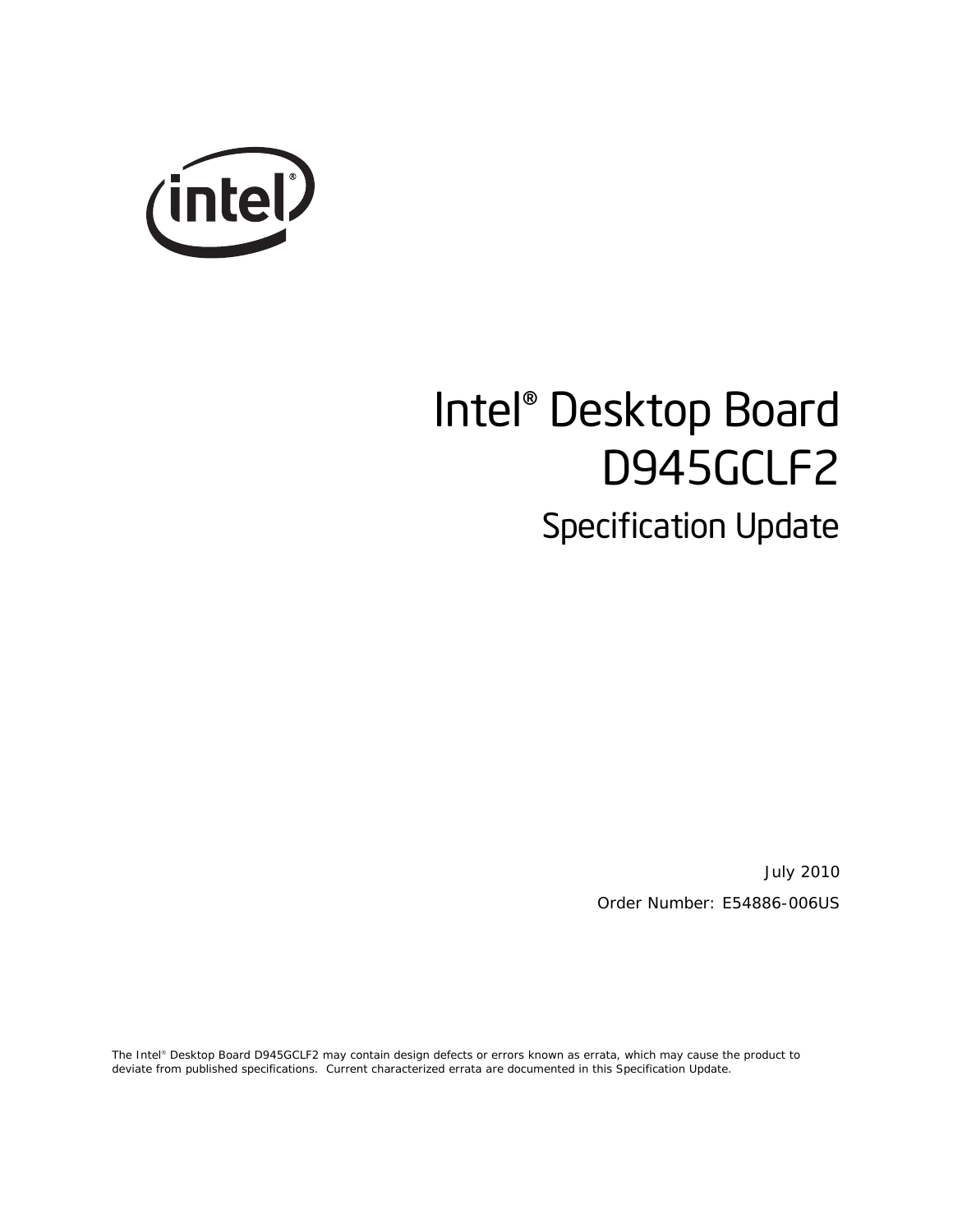# Intel® Desktop Board D945GCLF2

## Specification Update

July 2010

Order Number: E54886-006US

The Intel® Desktop Board D945GCLF2 may contain design defects or errors known as errata, which may cause the product to deviate from published specifications. Current characterized errata are documented in this Specification Update.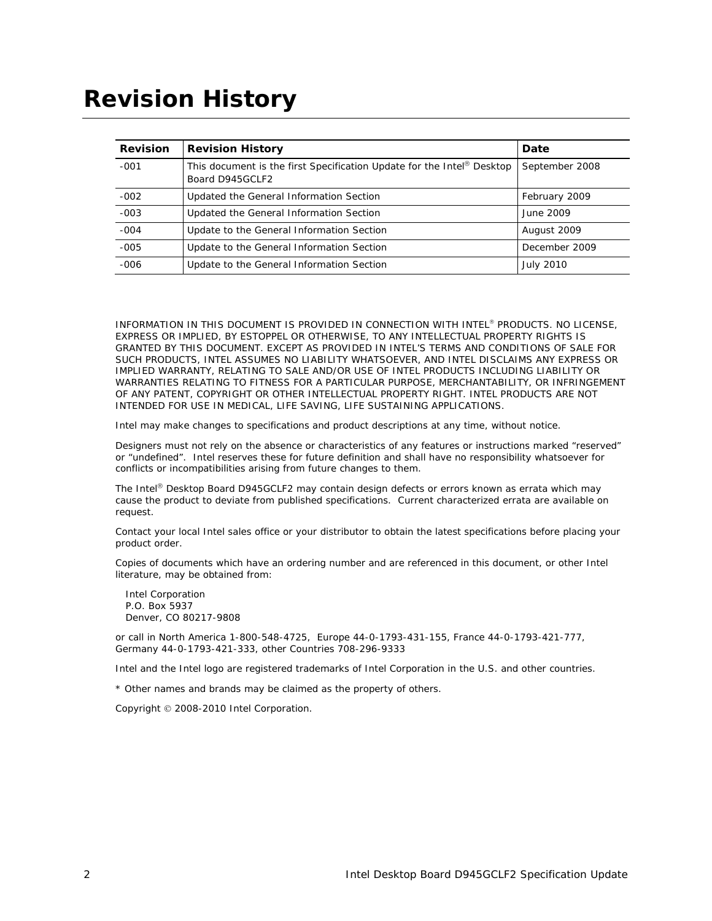# Revision History

| Revision | Revision History | Date |
|---|---|---|
| -001 | This document is the first Specification Update for the Intel® Desktop Board D945GCLF2 | September 2008 |
| -002 | Updated the General Information Section | February 2009 |
| -003 | Updated the General Information Section | June 2009 |
| -004 | Update to the General Information Section | August 2009 |
| -005 | Update to the General Information Section | December 2009 |
| -006 | Update to the General Information Section | July 2010 |

INFORMATION IN THIS DOCUMENT IS PROVIDED IN CONNECTION WITH INTEL® PRODUCTS. NO LICENSE, EXPRESS OR IMPLIED, BY ESTOPPEL OR OTHERWISE, TO ANY INTELLECTUAL PROPERTY RIGHTS IS GRANTED BY THIS DOCUMENT. EXCEPT AS PROVIDED IN INTEL'S TERMS AND CONDITIONS OF SALE FOR SUCH PRODUCTS, INTEL ASSUMES NO LIABILITY WHATSOEVER, AND INTEL DISCLAIMS ANY EXPRESS OR IMPLIED WARRANTY, RELATING TO SALE AND/OR USE OF INTEL PRODUCTS INCLUDING LIABILITY OR WARRANTIES RELATING TO FITNESS FOR A PARTICULAR PURPOSE, MERCHANTABILITY, OR INFRINGEMENT OF ANY PATENT, COPYRIGHT OR OTHER INTELLECTUAL PROPERTY RIGHT. INTEL PRODUCTS ARE NOT INTENDED FOR USE IN MEDICAL, LIFE SAVING, LIFE SUSTAINING APPLICATIONS.

Intel may make changes to specifications and product descriptions at any time, without notice.

Designers must not rely on the absence or characteristics of any features or instructions marked "reserved" or "undefined". Intel reserves these for future definition and shall have no responsibility whatsoever for conflicts or incompatibilities arising from future changes to them.

The Intel® Desktop Board D945GCLF2 may contain design defects or errors known as errata which may cause the product to deviate from published specifications. Current characterized errata are available on request.

Contact your local Intel sales office or your distributor to obtain the latest specifications before placing your product order.

Copies of documents which have an ordering number and are referenced in this document, or other Intel literature, may be obtained from:

Intel Corporation
P.O. Box 5937
Denver, CO 80217-9808

or call in North America 1-800-548-4725, Europe 44-0-1793-431-155, France 44-0-1793-421-777, Germany 44-0-1793-421-333, other Countries 708-296-9333

Intel and the Intel logo are registered trademarks of Intel Corporation in the U.S. and other countries.

* Other names and brands may be claimed as the property of others.

Copyright © 2008-2010 Intel Corporation.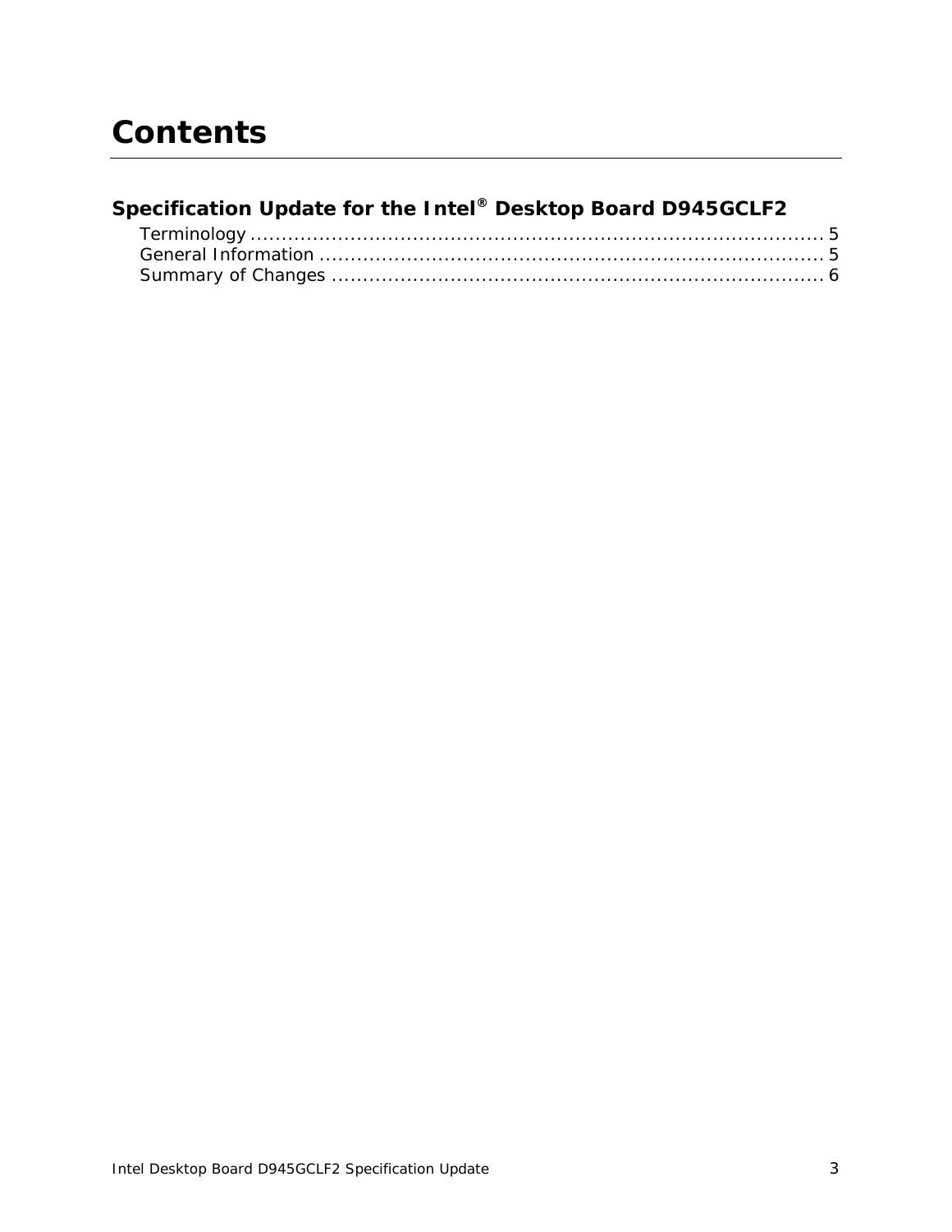# Contents

## Specification Update for the Intel® Desktop Board D945GCLF2

Terminology .......................................................................................... 5
General Information ................................................................................ 5
Summary of Changes .............................................................................. 6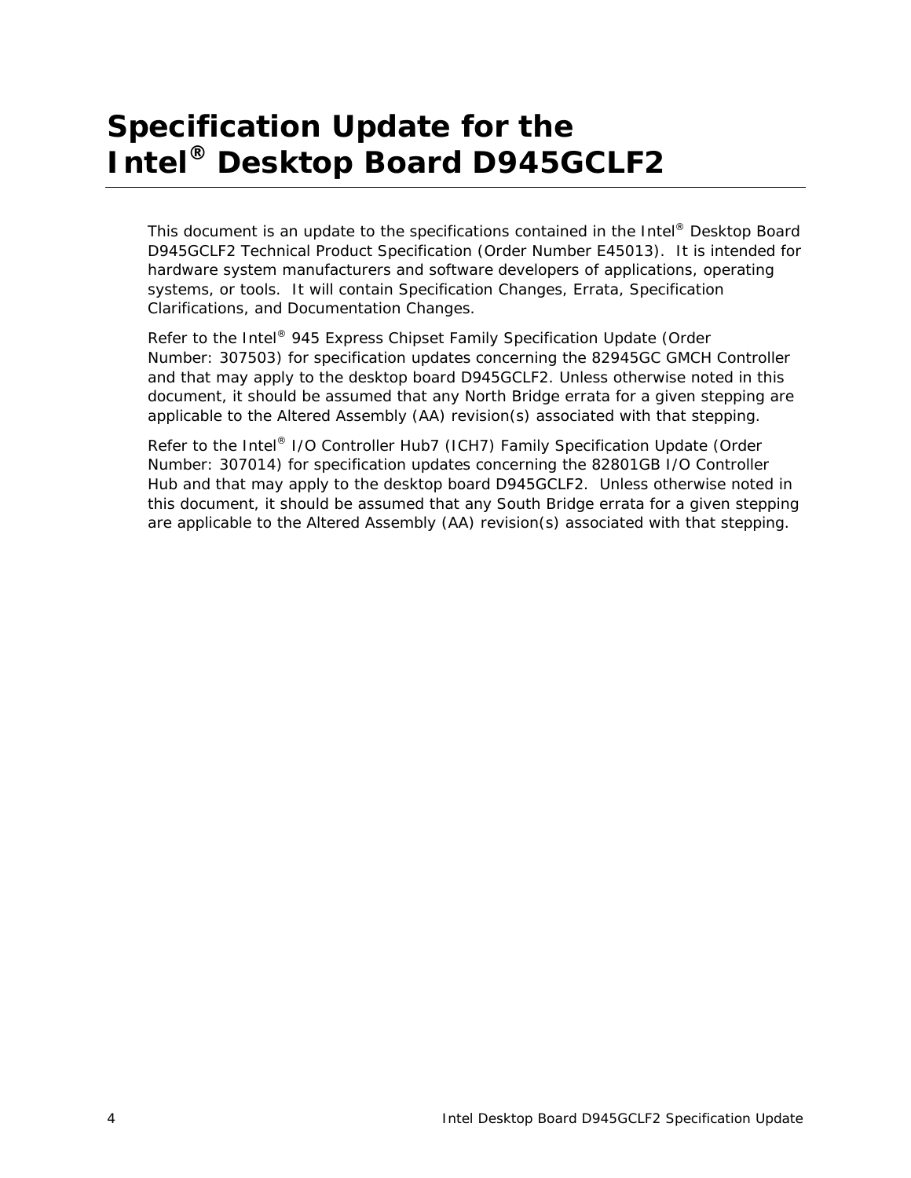# Specification Update for the Intel® Desktop Board D945GCLF2

This document is an update to the specifications contained in the Intel® Desktop Board D945GCLF2 Technical Product Specification (Order Number E45013). It is intended for hardware system manufacturers and software developers of applications, operating systems, or tools. It will contain Specification Changes, Errata, Specification Clarifications, and Documentation Changes.

Refer to the Intel® 945 Express Chipset Family Specification Update (Order Number: 307503) for specification updates concerning the 82945GC GMCH Controller and that may apply to the desktop board D945GCLF2. Unless otherwise noted in this document, it should be assumed that any North Bridge errata for a given stepping are applicable to the Altered Assembly (AA) revision(s) associated with that stepping.

Refer to the Intel® I/O Controller Hub7 (ICH7) Family Specification Update (Order Number: 307014) for specification updates concerning the 82801GB I/O Controller Hub and that may apply to the desktop board D945GCLF2. Unless otherwise noted in this document, it should be assumed that any South Bridge errata for a given stepping are applicable to the Altered Assembly (AA) revision(s) associated with that stepping.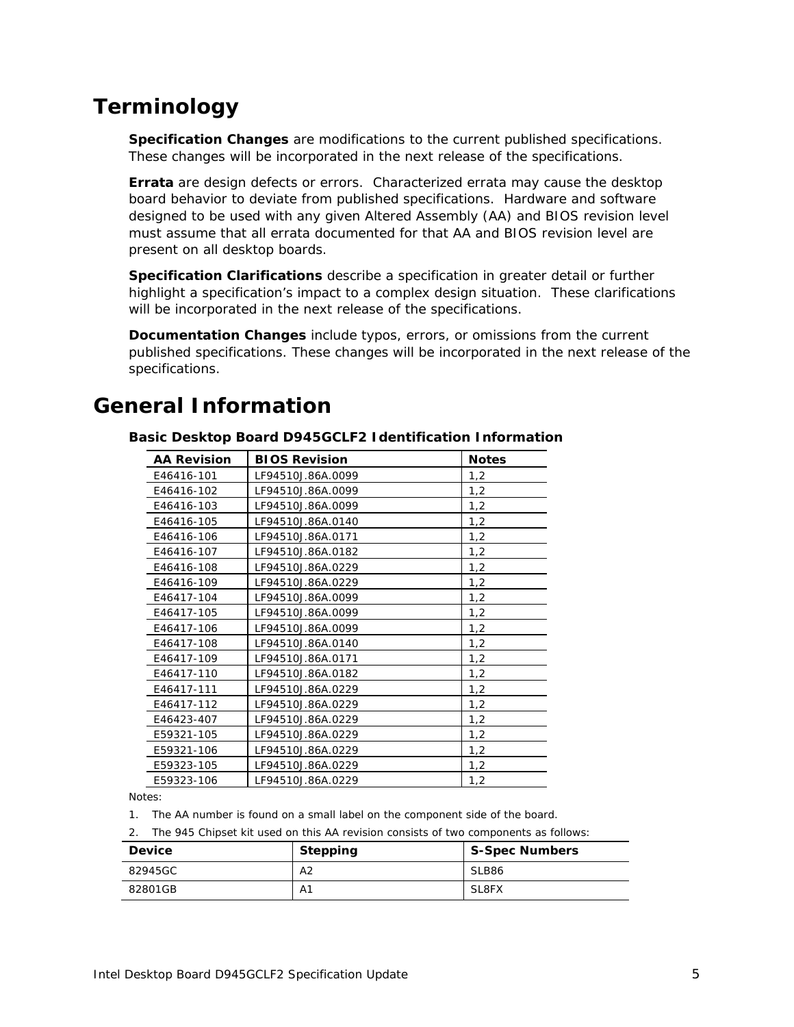# Terminology

**Specification Changes** are modifications to the current published specifications. These changes will be incorporated in the next release of the specifications.

**Errata** are design defects or errors. Characterized errata may cause the desktop board behavior to deviate from published specifications. Hardware and software designed to be used with any given Altered Assembly (AA) and BIOS revision level must assume that all errata documented for that AA and BIOS revision level are present on all desktop boards.

**Specification Clarifications** describe a specification in greater detail or further highlight a specification's impact to a complex design situation. These clarifications will be incorporated in the next release of the specifications.

**Documentation Changes** include typos, errors, or omissions from the current published specifications. These changes will be incorporated in the next release of the specifications.

# General Information

### Basic Desktop Board D945GCLF2 Identification Information

| AA Revision | BIOS Revision | Notes |
|---|---|---|
| E46416-101 | LF94510J.86A.0099 | 1,2 |
| E46416-102 | LF94510J.86A.0099 | 1,2 |
| E46416-103 | LF94510J.86A.0099 | 1,2 |
| E46416-105 | LF94510J.86A.0140 | 1,2 |
| E46416-106 | LF94510J.86A.0171 | 1,2 |
| E46416-107 | LF94510J.86A.0182 | 1,2 |
| E46416-108 | LF94510J.86A.0229 | 1,2 |
| E46416-109 | LF94510J.86A.0229 | 1,2 |
| E46417-104 | LF94510J.86A.0099 | 1,2 |
| E46417-105 | LF94510J.86A.0099 | 1,2 |
| E46417-106 | LF94510J.86A.0099 | 1,2 |
| E46417-108 | LF94510J.86A.0140 | 1,2 |
| E46417-109 | LF94510J.86A.0171 | 1,2 |
| E46417-110 | LF94510J.86A.0182 | 1,2 |
| E46417-111 | LF94510J.86A.0229 | 1,2 |
| E46417-112 | LF94510J.86A.0229 | 1,2 |
| E46423-407 | LF94510J.86A.0229 | 1,2 |
| E59321-105 | LF94510J.86A.0229 | 1,2 |
| E59321-106 | LF94510J.86A.0229 | 1,2 |
| E59323-105 | LF94510J.86A.0229 | 1,2 |
| E59323-106 | LF94510J.86A.0229 | 1,2 |

Notes:

1. The AA number is found on a small label on the component side of the board.
2. The 945 Chipset kit used on this AA revision consists of two components as follows:

| Device | Stepping | S-Spec Numbers |
|---|---|---|
| 82945GC | A2 | SLB86 |
| 82801GB | A1 | SL8FX |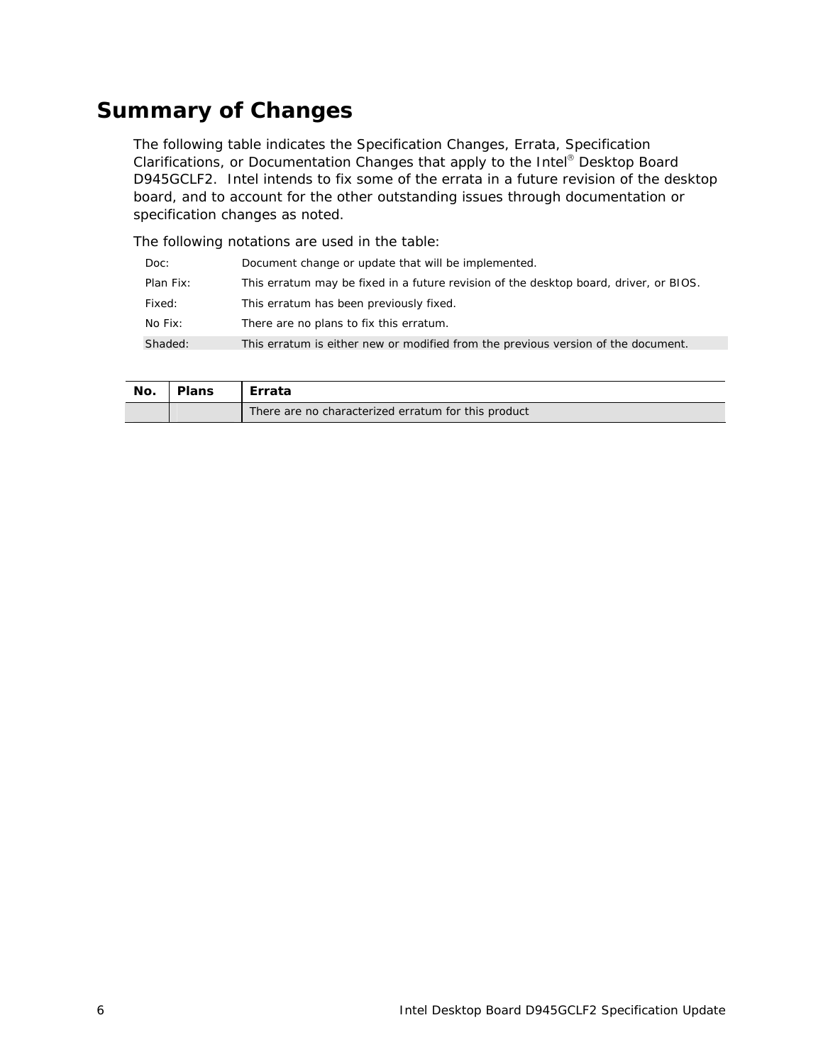# Summary of Changes

The following table indicates the Specification Changes, Errata, Specification Clarifications, or Documentation Changes that apply to the Intel® Desktop Board D945GCLF2. Intel intends to fix some of the errata in a future revision of the desktop board, and to account for the other outstanding issues through documentation or specification changes as noted.

The following notations are used in the table:

| | |
|---|---|
| Doc: | Document change or update that will be implemented. |
| Plan Fix: | This erratum may be fixed in a future revision of the desktop board, driver, or BIOS. |
| Fixed: | This erratum has been previously fixed. |
| No Fix: | There are no plans to fix this erratum. |
| Shaded: | This erratum is either new or modified from the previous version of the document. |

| No. | Plans | Errata |
|---|---|---|
| | | There are no characterized erratum for this product |